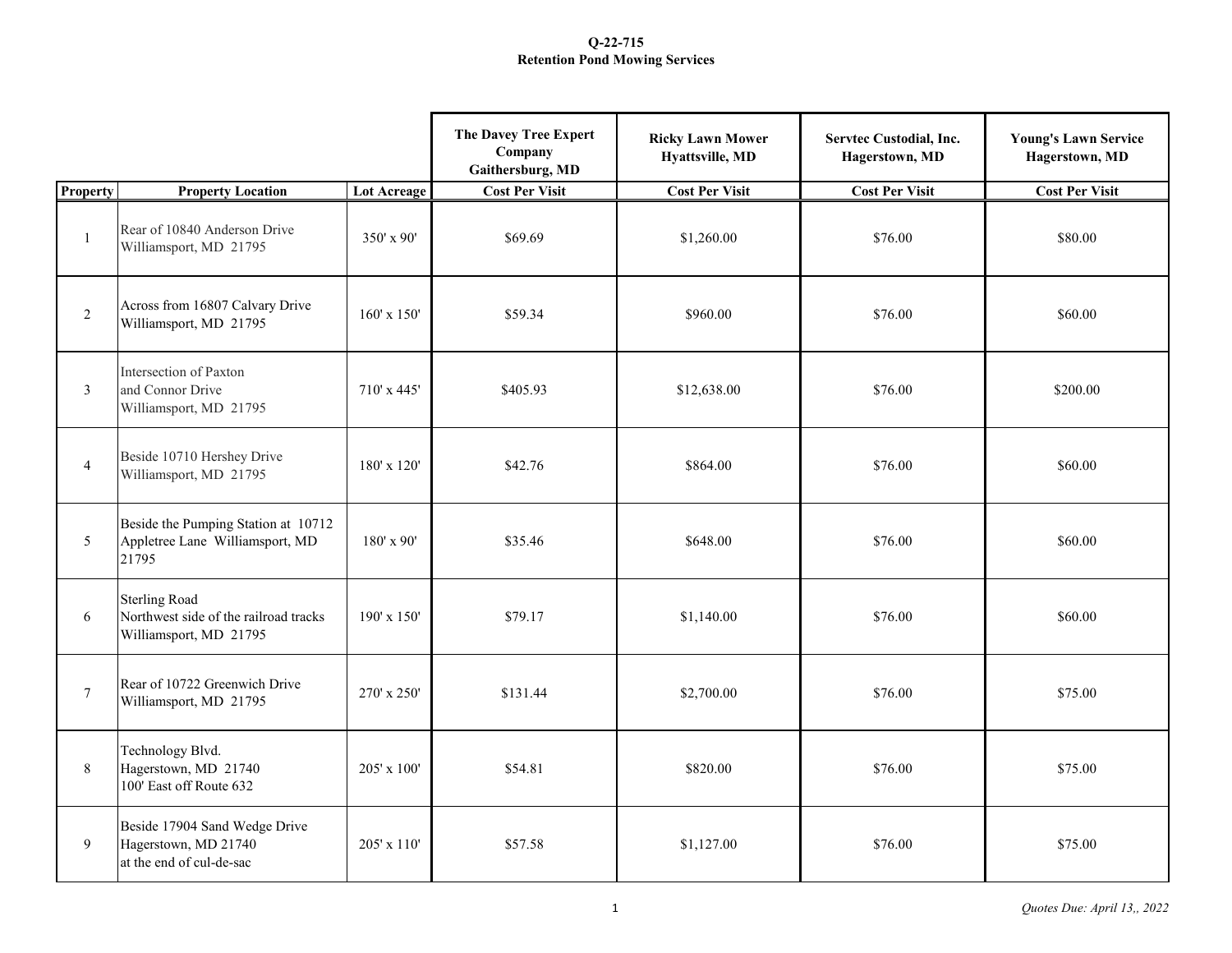# Q-22-715
## Retention Pond Mowing Services

| Property | Property Location | Lot Acreage | The Davey Tree Expert Company Gaithersburg, MD<br>Cost Per Visit | Ricky Lawn Mower Hyattsville, MD<br>Cost Per Visit | Servtec Custodial, Inc. Hagerstown, MD<br>Cost Per Visit | Young's Lawn Service Hagerstown, MD<br>Cost Per Visit |
|---|---|---|---|---|---|---|
| 1 | Rear of 10840 Anderson Drive Williamsport, MD 21795 | 350' x 90' | $69.69 | $1,260.00 | $76.00 | $80.00 |
| 2 | Across from 16807 Calvary Drive Williamsport, MD 21795 | 160' x 150' | $59.34 | $960.00 | $76.00 | $60.00 |
| 3 | Intersection of Paxton and Connor Drive Williamsport, MD 21795 | 710' x 445' | $405.93 | $12,638.00 | $76.00 | $200.00 |
| 4 | Beside 10710 Hershey Drive Williamsport, MD 21795 | 180' x 120' | $42.76 | $864.00 | $76.00 | $60.00 |
| 5 | Beside the Pumping Station at 10712 Appletree Lane Williamsport, MD 21795 | 180' x 90' | $35.46 | $648.00 | $76.00 | $60.00 |
| 6 | Sterling Road Northwest side of the railroad tracks Williamsport, MD 21795 | 190' x 150' | $79.17 | $1,140.00 | $76.00 | $60.00 |
| 7 | Rear of 10722 Greenwich Drive Williamsport, MD 21795 | 270' x 250' | $131.44 | $2,700.00 | $76.00 | $75.00 |
| 8 | Technology Blvd. Hagerstown, MD 21740 100' East off Route 632 | 205' x 100' | $54.81 | $820.00 | $76.00 | $75.00 |
| 9 | Beside 17904 Sand Wedge Drive Hagerstown, MD 21740 at the end of cul-de-sac | 205' x 110' | $57.58 | $1,127.00 | $76.00 | $75.00 |

*Quotes Due: April 13,, 2022*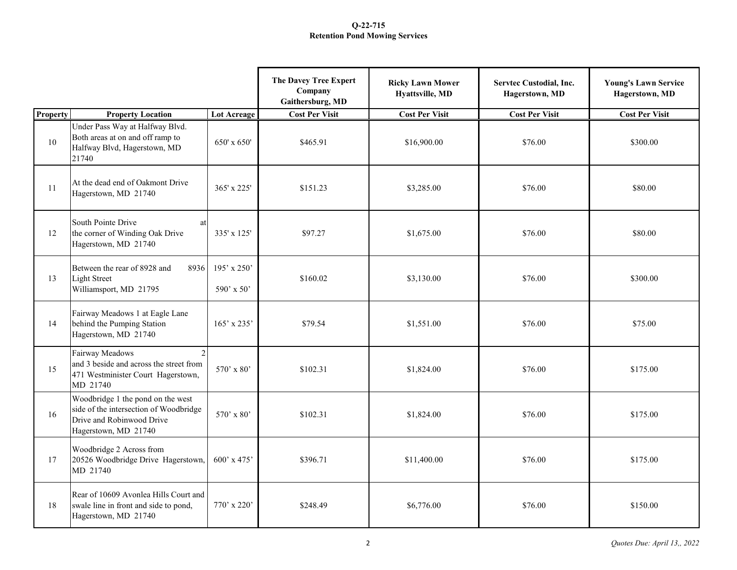**Q-22-715**
**Retention Pond Mowing Services**

| | | | The Davey Tree Expert Company Gaithersburg, MD | Ricky Lawn Mower Hyattsville, MD | Servtec Custodial, Inc. Hagerstown, MD | Young's Lawn Service Hagerstown, MD |
|---|---|---|---|---|---|---|
| **Property** | **Property Location** | **Lot Acreage** | **Cost Per Visit** | **Cost Per Visit** | **Cost Per Visit** | **Cost Per Visit** |
| 10 | Under Pass Way at Halfway Blvd. Both areas at on and off ramp to Halfway Blvd, Hagerstown, MD 21740 | 650' x 650' | $465.91 | $16,900.00 | $76.00 | $300.00 |
| 11 | At the dead end of Oakmont Drive Hagerstown, MD 21740 | 365' x 225' | $151.23 | $3,285.00 | $76.00 | $80.00 |
| 12 | South Pointe Drive at the corner of Winding Oak Drive Hagerstown, MD 21740 | 335' x 125' | $97.27 | $1,675.00 | $76.00 | $80.00 |
| 13 | Between the rear of 8928 and 8936 Light Street Williamsport, MD 21795 | 195' x 250' 590' x 50' | $160.02 | $3,130.00 | $76.00 | $300.00 |
| 14 | Fairway Meadows 1 at Eagle Lane behind the Pumping Station Hagerstown, MD 21740 | 165' x 235' | $79.54 | $1,551.00 | $76.00 | $75.00 |
| 15 | Fairway Meadows 2 and 3 beside and across the street from 471 Westminister Court Hagerstown, MD 21740 | 570' x 80' | $102.31 | $1,824.00 | $76.00 | $175.00 |
| 16 | Woodbridge 1 the pond on the west side of the intersection of Woodbridge Drive and Robinwood Drive Hagerstown, MD 21740 | 570' x 80' | $102.31 | $1,824.00 | $76.00 | $175.00 |
| 17 | Woodbridge 2 Across from 20526 Woodbridge Drive Hagerstown, MD 21740 | 600' x 475' | $396.71 | $11,400.00 | $76.00 | $175.00 |
| 18 | Rear of 10609 Avonlea Hills Court and swale line in front and side to pond, Hagerstown, MD 21740 | 770' x 220' | $248.49 | $6,776.00 | $76.00 | $150.00 |

*Quotes Due: April 13,, 2022*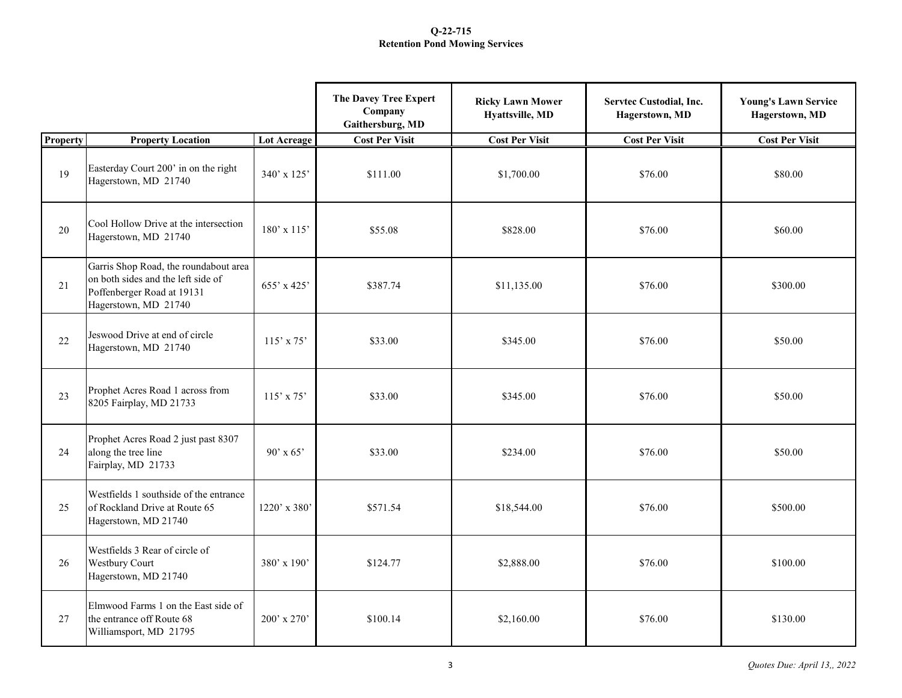**Q-22-715**
**Retention Pond Mowing Services**

| | | | The Davey Tree Expert Company Gaithersburg, MD | Ricky Lawn Mower Hyattsville, MD | Servtec Custodial, Inc. Hagerstown, MD | Young's Lawn Service Hagerstown, MD |
|---|---|---|---|---|---|---|
| **Property** | **Property Location** | **Lot Acreage** | **Cost Per Visit** | **Cost Per Visit** | **Cost Per Visit** | **Cost Per Visit** |
| 19 | Easterday Court 200’ in on the right Hagerstown, MD 21740 | 340’ x 125’ | $111.00 | $1,700.00 | $76.00 | $80.00 |
| 20 | Cool Hollow Drive at the intersection Hagerstown, MD 21740 | 180’ x 115’ | $55.08 | $828.00 | $76.00 | $60.00 |
| 21 | Garris Shop Road, the roundabout area on both sides and the left side of Poffenberger Road at 19131 Hagerstown, MD 21740 | 655’ x 425’ | $387.74 | $11,135.00 | $76.00 | $300.00 |
| 22 | Jeswood Drive at end of circle Hagerstown, MD 21740 | 115’ x 75’ | $33.00 | $345.00 | $76.00 | $50.00 |
| 23 | Prophet Acres Road 1 across from 8205 Fairplay, MD 21733 | 115’ x 75’ | $33.00 | $345.00 | $76.00 | $50.00 |
| 24 | Prophet Acres Road 2 just past 8307 along the tree line Fairplay, MD 21733 | 90’ x 65’ | $33.00 | $234.00 | $76.00 | $50.00 |
| 25 | Westfields 1 southside of the entrance of Rockland Drive at Route 65 Hagerstown, MD 21740 | 1220’ x 380’ | $571.54 | $18,544.00 | $76.00 | $500.00 |
| 26 | Westfields 3 Rear of circle of Westbury Court Hagerstown, MD 21740 | 380’ x 190’ | $124.77 | $2,888.00 | $76.00 | $100.00 |
| 27 | Elmwood Farms 1 on the East side of the entrance off Route 68 Williamsport, MD 21795 | 200’ x 270’ | $100.14 | $2,160.00 | $76.00 | $130.00 |

*Quotes Due: April 13,, 2022*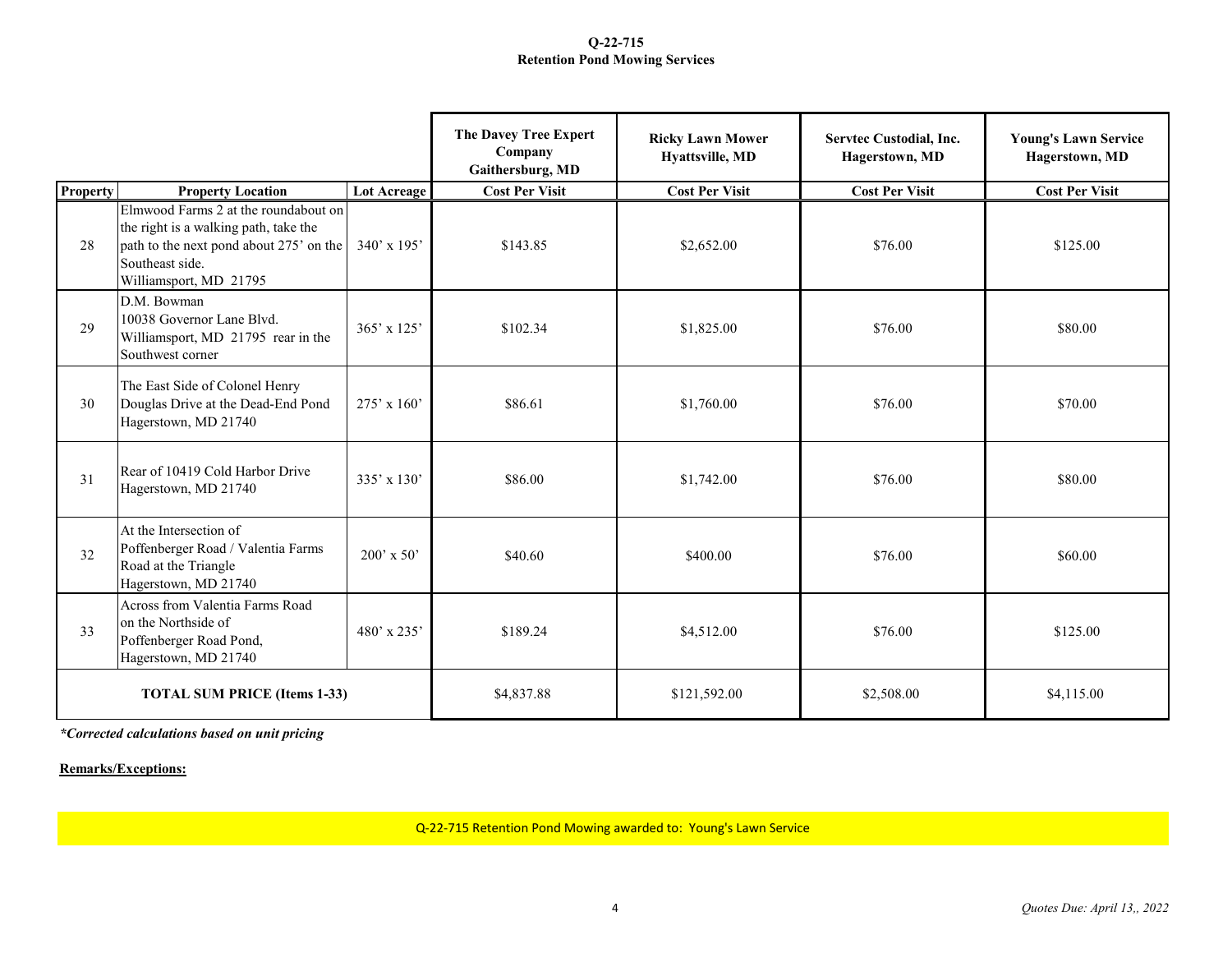**Q-22-715**
**Retention Pond Mowing Services**

| | | | The Davey Tree Expert Company Gaithersburg, MD | Ricky Lawn Mower Hyattsville, MD | Servtec Custodial, Inc. Hagerstown, MD | Young's Lawn Service Hagerstown, MD |
|---|---|---|---|---|---|---|
| **Property** | **Property Location** | **Lot Acreage** | **Cost Per Visit** | **Cost Per Visit** | **Cost Per Visit** | **Cost Per Visit** |
| 28 | Elmwood Farms 2 at the roundabout on the right is a walking path, take the path to the next pond about 275' on the Southeast side. Williamsport, MD 21795 | 340' x 195' | $143.85 | $2,652.00 | $76.00 | $125.00 |
| 29 | D.M. Bowman 10038 Governor Lane Blvd. Williamsport, MD 21795 rear in the Southwest corner | 365' x 125' | $102.34 | $1,825.00 | $76.00 | $80.00 |
| 30 | The East Side of Colonel Henry Douglas Drive at the Dead-End Pond Hagerstown, MD 21740 | 275' x 160' | $86.61 | $1,760.00 | $76.00 | $70.00 |
| 31 | Rear of 10419 Cold Harbor Drive Hagerstown, MD 21740 | 335' x 130' | $86.00 | $1,742.00 | $76.00 | $80.00 |
| 32 | At the Intersection of Poffenberger Road / Valentia Farms Road at the Triangle Hagerstown, MD 21740 | 200' x 50' | $40.60 | $400.00 | $76.00 | $60.00 |
| 33 | Across from Valentia Farms Road on the Northside of Poffenberger Road Pond, Hagerstown, MD 21740 | 480' x 235' | $189.24 | $4,512.00 | $76.00 | $125.00 |
| **TOTAL SUM PRICE (Items 1-33)** | | | $4,837.88 | $121,592.00 | $2,508.00 | $4,115.00 |

***Corrected calculations based on unit pricing**

**Remarks/Exceptions:**

Q-22-715 Retention Pond Mowing awarded to: Young's Lawn Service

*Quotes Due: April 13,, 2022*